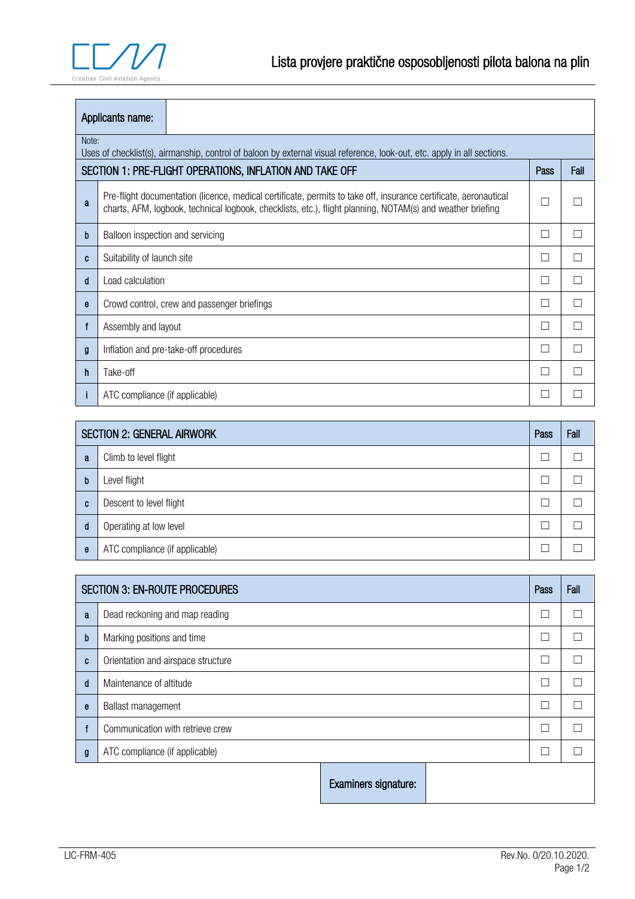# Lista provjere praktične osposobljenosti pilota balona na plin

| Applicants name: | |
|---|---|

Note:
Uses of checklist(s), airmanship, control of baloon by external visual reference, look-out, etc. apply in all sections.

| SECTION 1: PRE-FLIGHT OPERATIONS, INFLATION AND TAKE OFF | | Pass | Fail |
|---|---|---|---|
| a | Pre-flight documentation (licence, medical certificate, permits to take off, insurance certificate, aeronautical charts, AFM, logbook, technical logbook, checklists, etc.), flight planning, NOTAM(s) and weather briefing | ☐ | ☐ |
| b | Balloon inspection and servicing | ☐ | ☐ |
| c | Suitability of launch site | ☐ | ☐ |
| d | Load calculation | ☐ | ☐ |
| e | Crowd control, crew and passenger briefings | ☐ | ☐ |
| f | Assembly and layout | ☐ | ☐ |
| g | Inflation and pre-take-off procedures | ☐ | ☐ |
| h | Take-off | ☐ | ☐ |
| i | ATC compliance (if applicable) | ☐ | ☐ |

| SECTION 2: GENERAL AIRWORK | | Pass | Fail |
|---|---|---|---|
| a | Climb to level flight | ☐ | ☐ |
| b | Level flight | ☐ | ☐ |
| c | Descent to level flight | ☐ | ☐ |
| d | Operating at low level | ☐ | ☐ |
| e | ATC compliance (if applicable) | ☐ | ☐ |

| SECTION 3: EN-ROUTE PROCEDURES | | Pass | Fail |
|---|---|---|---|
| a | Dead reckoning and map reading | ☐ | ☐ |
| b | Marking positions and time | ☐ | ☐ |
| c | Orientation and airspace structure | ☐ | ☐ |
| d | Maintenance of altitude | ☐ | ☐ |
| e | Ballast management | ☐ | ☐ |
| f | Communication with retrieve crew | ☐ | ☐ |
| g | ATC compliance (if applicable) | ☐ | ☐ |

| Examiners signature: | |
|---|---|

LIC-FRM-405 Rev.No. 0/20.10.2020.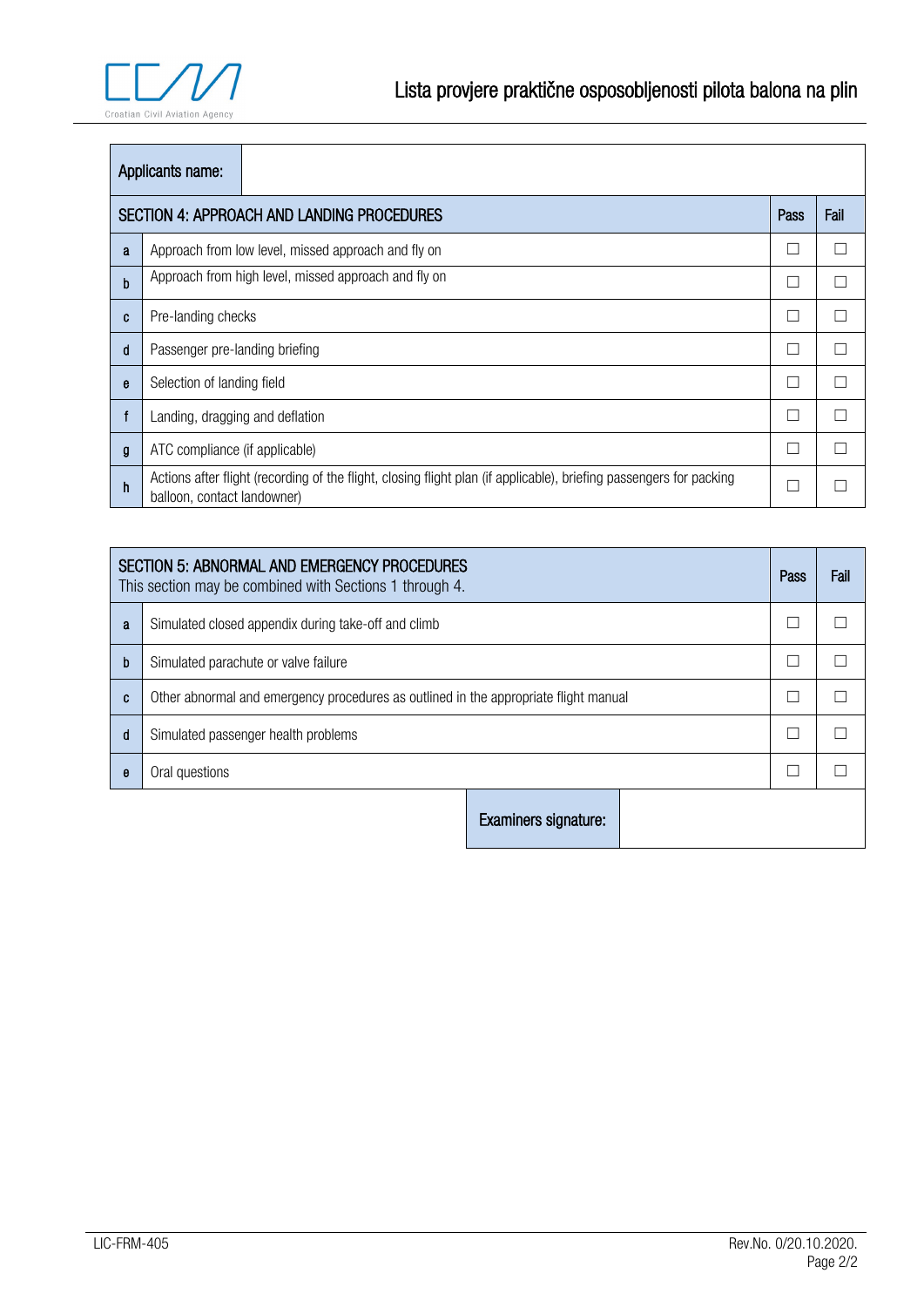# Lista provjere praktične osposobljenosti pilota balona na plin

| Applicants name: | | | |
|---|---|---|---|
| **SECTION 4: APPROACH AND LANDING PROCEDURES** | | **Pass** | **Fail** |
| a | Approach from low level, missed approach and fly on | ☐ | ☐ |
| b | Approach from high level, missed approach and fly on | ☐ | ☐ |
| c | Pre-landing checks | ☐ | ☐ |
| d | Passenger pre-landing briefing | ☐ | ☐ |
| e | Selection of landing field | ☐ | ☐ |
| f | Landing, dragging and deflation | ☐ | ☐ |
| g | ATC compliance (if applicable) | ☐ | ☐ |
| h | Actions after flight (recording of the flight, closing flight plan (if applicable), briefing passengers for packing balloon, contact landowner) | ☐ | ☐ |

| SECTION 5: ABNORMAL AND EMERGENCY PROCEDURES<br>This section may be combined with Sections 1 through 4. | | Pass | Fail |
|---|---|---|---|
| a | Simulated closed appendix during take-off and climb | ☐ | ☐ |
| b | Simulated parachute or valve failure | ☐ | ☐ |
| c | Other abnormal and emergency procedures as outlined in the appropriate flight manual | ☐ | ☐ |
| d | Simulated passenger health problems | ☐ | ☐ |
| e | Oral questions | ☐ | ☐ |

| | |
|---|---|
| Examiners signature: | |

LIC-FRM-405 Rev.No. 0/20.10.2020.